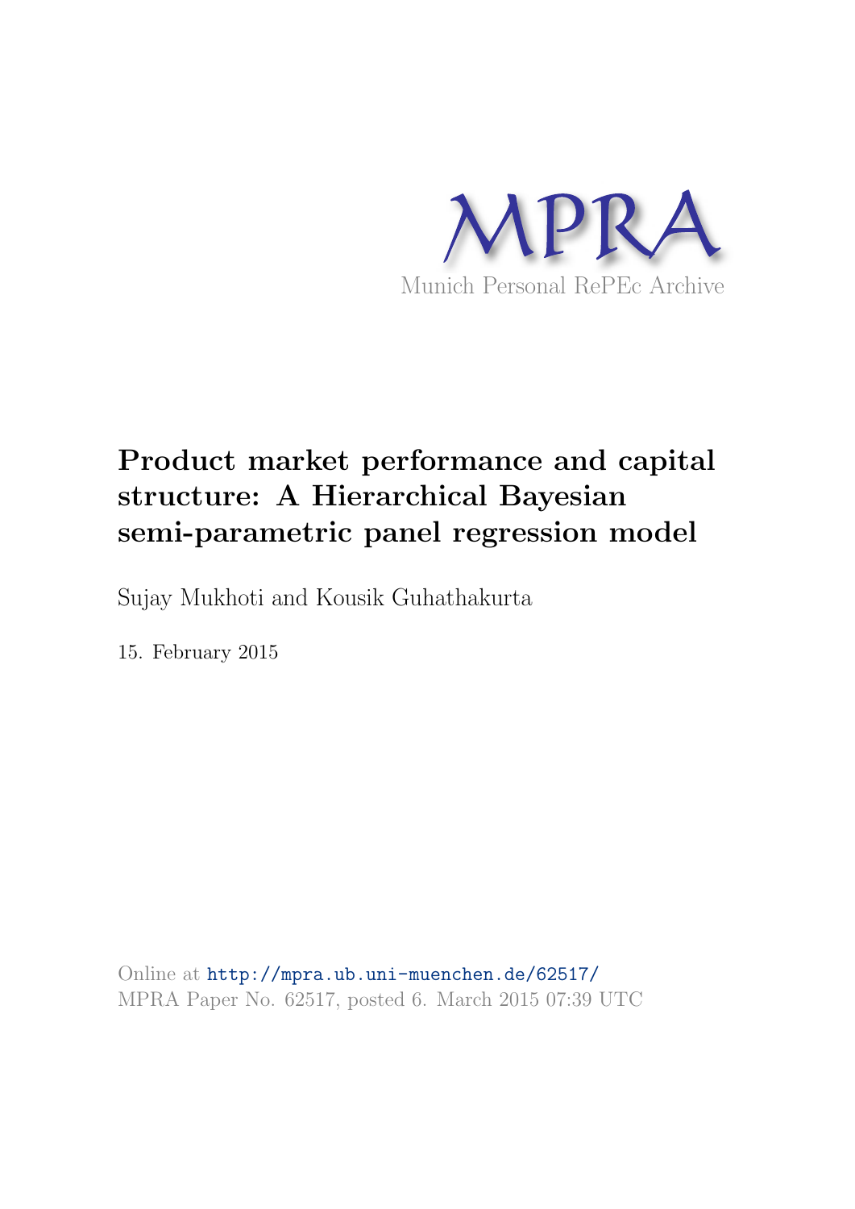MPRA

Munich Personal RePEc Archive

# Product market performance and capital structure: A Hierarchical Bayesian semi-parametric panel regression model

Sujay Mukhoti and Kousik Guhathakurta

15. February 2015

Online at http://mpra.ub.uni-muenchen.de/62517/
MPRA Paper No. 62517, posted 6. March 2015 07:39 UTC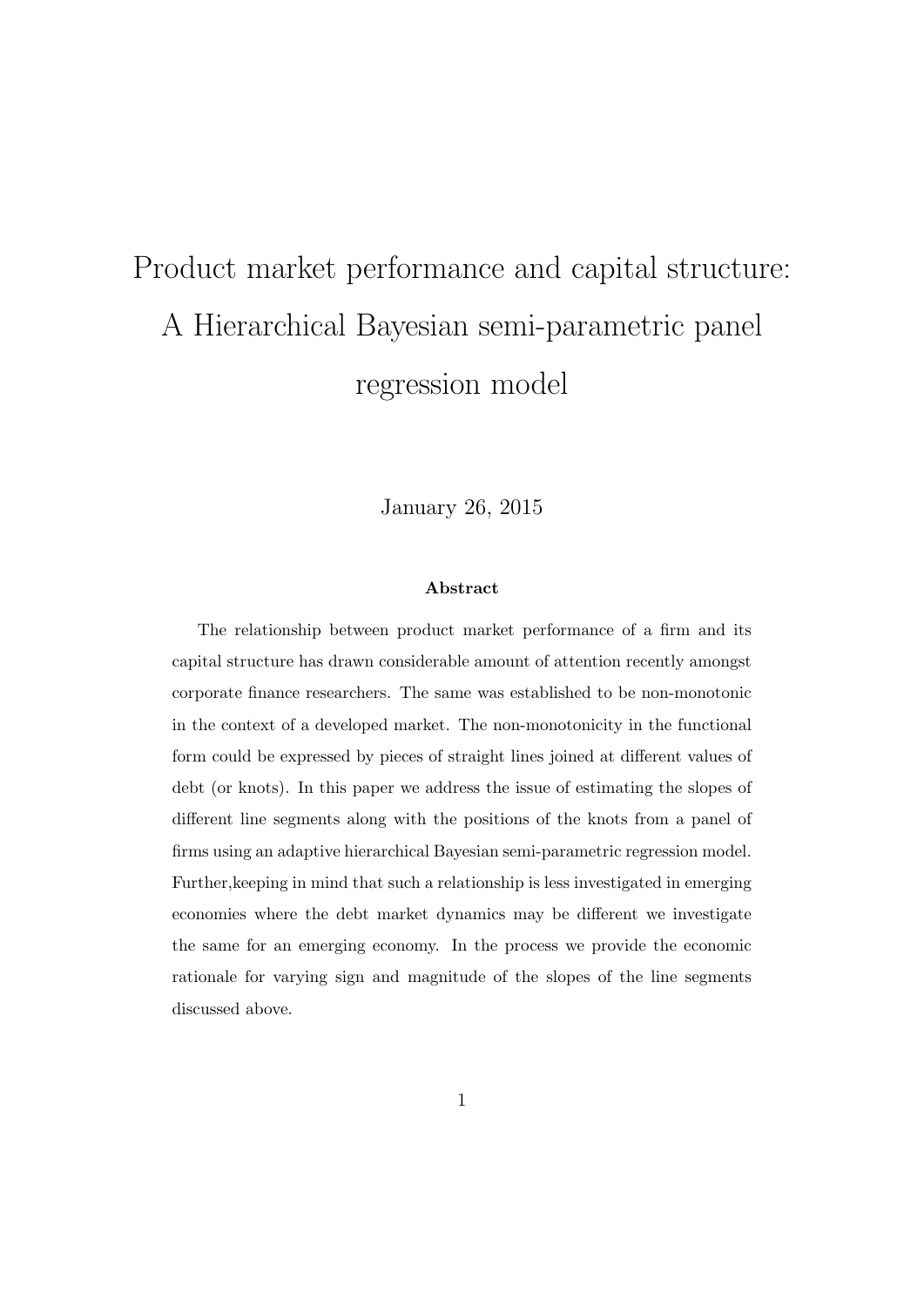# Product market performance and capital structure: A Hierarchical Bayesian semi-parametric panel regression model

January 26, 2015

**Abstract**

The relationship between product market performance of a firm and its capital structure has drawn considerable amount of attention recently amongst corporate finance researchers. The same was established to be non-monotonic in the context of a developed market. The non-monotonicity in the functional form could be expressed by pieces of straight lines joined at different values of debt (or knots). In this paper we address the issue of estimating the slopes of different line segments along with the positions of the knots from a panel of firms using an adaptive hierarchical Bayesian semi-parametric regression model. Further,keeping in mind that such a relationship is less investigated in emerging economies where the debt market dynamics may be different we investigate the same for an emerging economy. In the process we provide the economic rationale for varying sign and magnitude of the slopes of the line segments discussed above.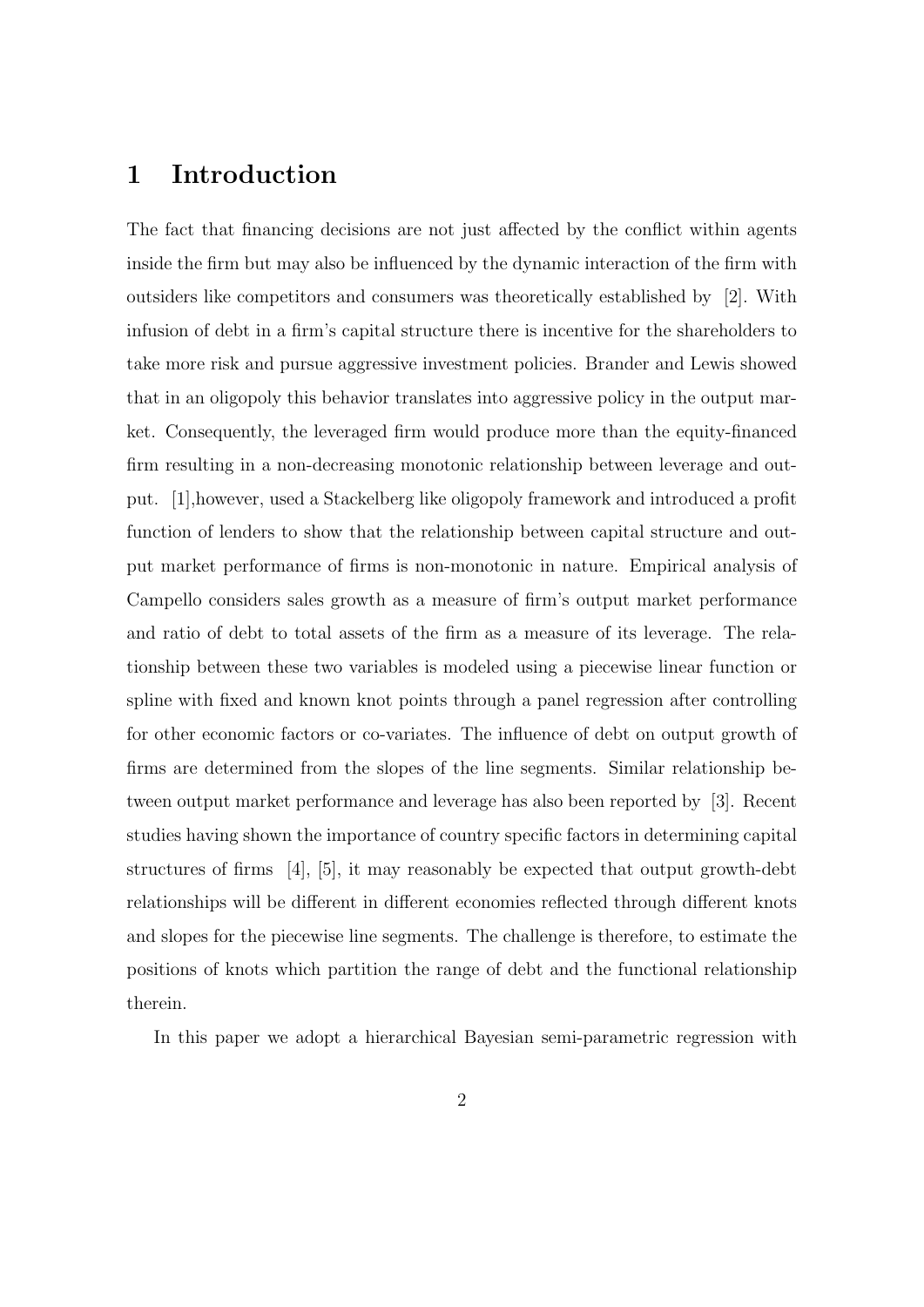# 1 Introduction

The fact that financing decisions are not just affected by the conflict within agents inside the firm but may also be influenced by the dynamic interaction of the firm with outsiders like competitors and consumers was theoretically established by [2]. With infusion of debt in a firm's capital structure there is incentive for the shareholders to take more risk and pursue aggressive investment policies. Brander and Lewis showed that in an oligopoly this behavior translates into aggressive policy in the output market. Consequently, the leveraged firm would produce more than the equity-financed firm resulting in a non-decreasing monotonic relationship between leverage and output. [1],however, used a Stackelberg like oligopoly framework and introduced a profit function of lenders to show that the relationship between capital structure and output market performance of firms is non-monotonic in nature. Empirical analysis of Campello considers sales growth as a measure of firm's output market performance and ratio of debt to total assets of the firm as a measure of its leverage. The relationship between these two variables is modeled using a piecewise linear function or spline with fixed and known knot points through a panel regression after controlling for other economic factors or co-variates. The influence of debt on output growth of firms are determined from the slopes of the line segments. Similar relationship between output market performance and leverage has also been reported by [3]. Recent studies having shown the importance of country specific factors in determining capital structures of firms [4], [5], it may reasonably be expected that output growth-debt relationships will be different in different economies reflected through different knots and slopes for the piecewise line segments. The challenge is therefore, to estimate the positions of knots which partition the range of debt and the functional relationship therein.

In this paper we adopt a hierarchical Bayesian semi-parametric regression with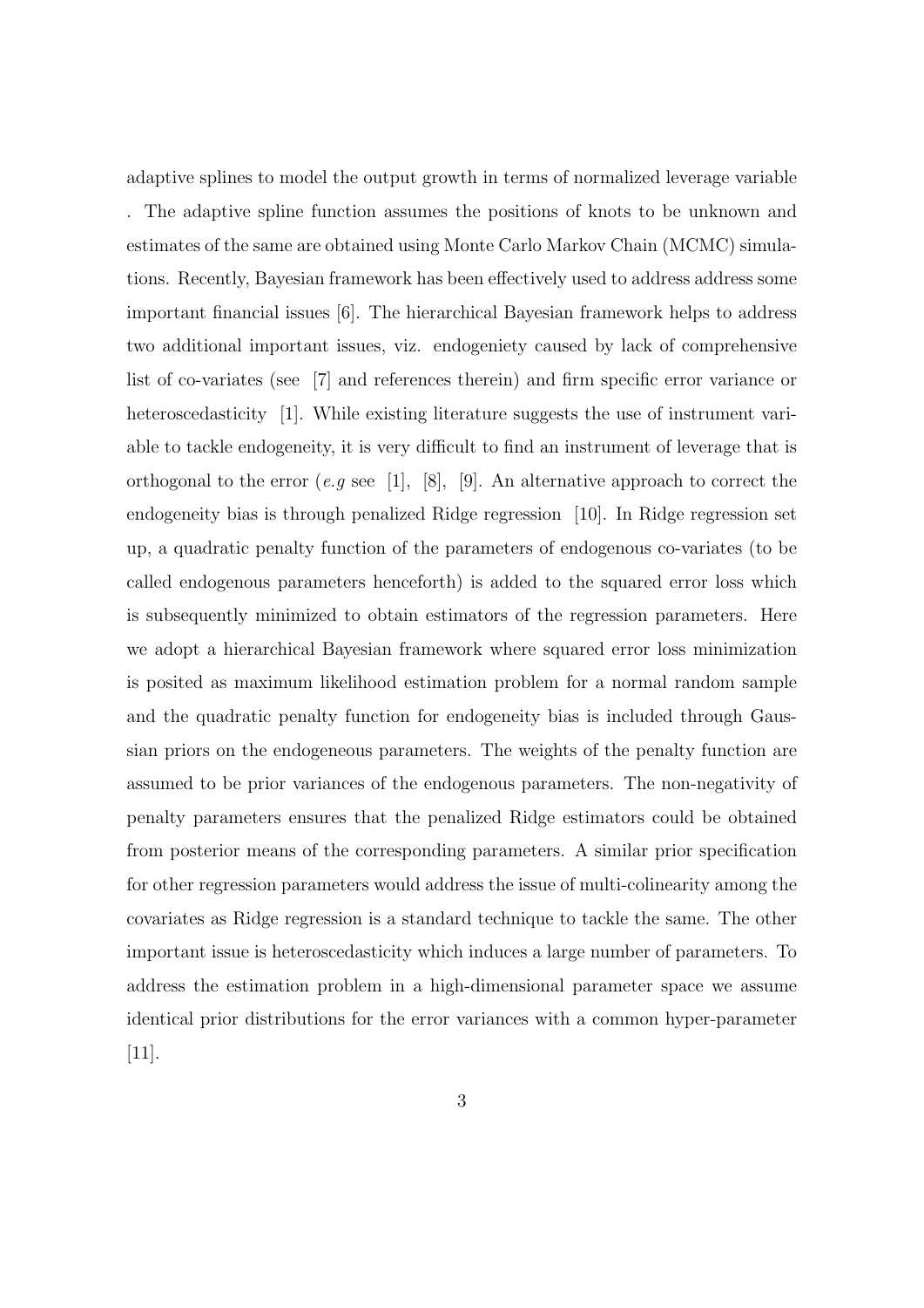adaptive splines to model the output growth in terms of normalized leverage variable . The adaptive spline function assumes the positions of knots to be unknown and estimates of the same are obtained using Monte Carlo Markov Chain (MCMC) simulations. Recently, Bayesian framework has been effectively used to address address some important financial issues [6]. The hierarchical Bayesian framework helps to address two additional important issues, viz. endogeniety caused by lack of comprehensive list of co-variates (see [7] and references therein) and firm specific error variance or heteroscedasticity [1]. While existing literature suggests the use of instrument variable to tackle endogeneity, it is very difficult to find an instrument of leverage that is orthogonal to the error (*e.g* see [1], [8], [9]. An alternative approach to correct the endogeneity bias is through penalized Ridge regression [10]. In Ridge regression set up, a quadratic penalty function of the parameters of endogenous co-variates (to be called endogenous parameters henceforth) is added to the squared error loss which is subsequently minimized to obtain estimators of the regression parameters. Here we adopt a hierarchical Bayesian framework where squared error loss minimization is posited as maximum likelihood estimation problem for a normal random sample and the quadratic penalty function for endogeneity bias is included through Gaussian priors on the endogeneous parameters. The weights of the penalty function are assumed to be prior variances of the endogenous parameters. The non-negativity of penalty parameters ensures that the penalized Ridge estimators could be obtained from posterior means of the corresponding parameters. A similar prior specification for other regression parameters would address the issue of multi-colinearity among the covariates as Ridge regression is a standard technique to tackle the same. The other important issue is heteroscedasticity which induces a large number of parameters. To address the estimation problem in a high-dimensional parameter space we assume identical prior distributions for the error variances with a common hyper-parameter [11].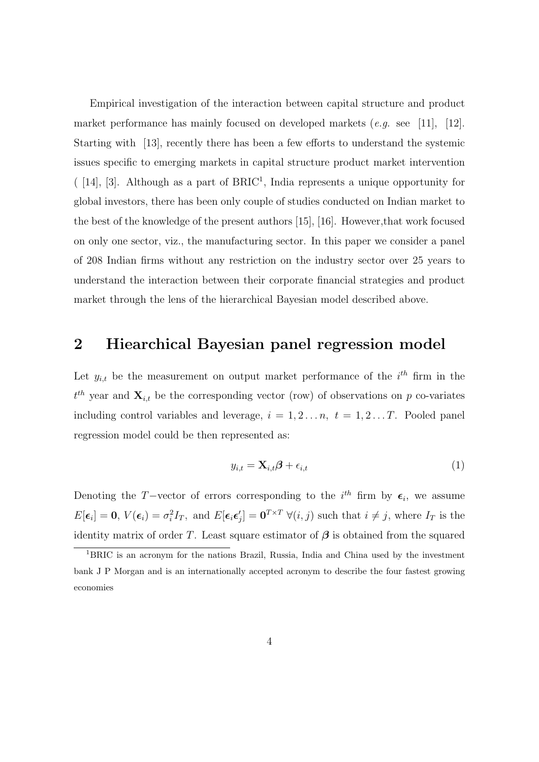Empirical investigation of the interaction between capital structure and product market performance has mainly focused on developed markets (*e.g.* see [11], [12]. Starting with [13], recently there has been a few efforts to understand the systemic issues specific to emerging markets in capital structure product market intervention ( [14], [3]. Although as a part of BRIC[1], India represents a unique opportunity for global investors, there has been only couple of studies conducted on Indian market to the best of the knowledge of the present authors [15], [16]. However,that work focused on only one sector, viz., the manufacturing sector. In this paper we consider a panel of 208 Indian firms without any restriction on the industry sector over 25 years to understand the interaction between their corporate financial strategies and product market through the lens of the hierarchical Bayesian model described above.

## 2 Hiearchical Bayesian panel regression model

Let $y_{i,t}$ be the measurement on output market performance of the $i^{th}$ firm in the $t^{th}$ year and $\mathbf{X}_{i,t}$ be the corresponding vector (row) of observations on $p$ co-variates including control variables and leverage, $i = 1, 2 \ldots n,\ t = 1, 2 \ldots T$. Pooled panel regression model could be then represented as:

$$y_{i,t} = \mathbf{X}_{i,t}\boldsymbol{\beta} + \epsilon_{i,t} \tag{1}$$

Denoting the $T-$vector of errors corresponding to the $i^{th}$ firm by $\boldsymbol{\epsilon}_i$, we assume $E[\boldsymbol{\epsilon}_i] = \mathbf{0}$, $V(\boldsymbol{\epsilon}_i) = \sigma_i^2 I_T$, and $E[\boldsymbol{\epsilon}_i \boldsymbol{\epsilon}_j'] = \mathbf{0}^{T\times T}\ \forall (i,j)$ such that $i \neq j$, where $I_T$ is the identity matrix of order $T$. Least square estimator of $\boldsymbol{\beta}$ is obtained from the squared

[1] BRIC is an acronym for the nations Brazil, Russia, India and China used by the investment bank J P Morgan and is an internationally accepted acronym to describe the four fastest growing economies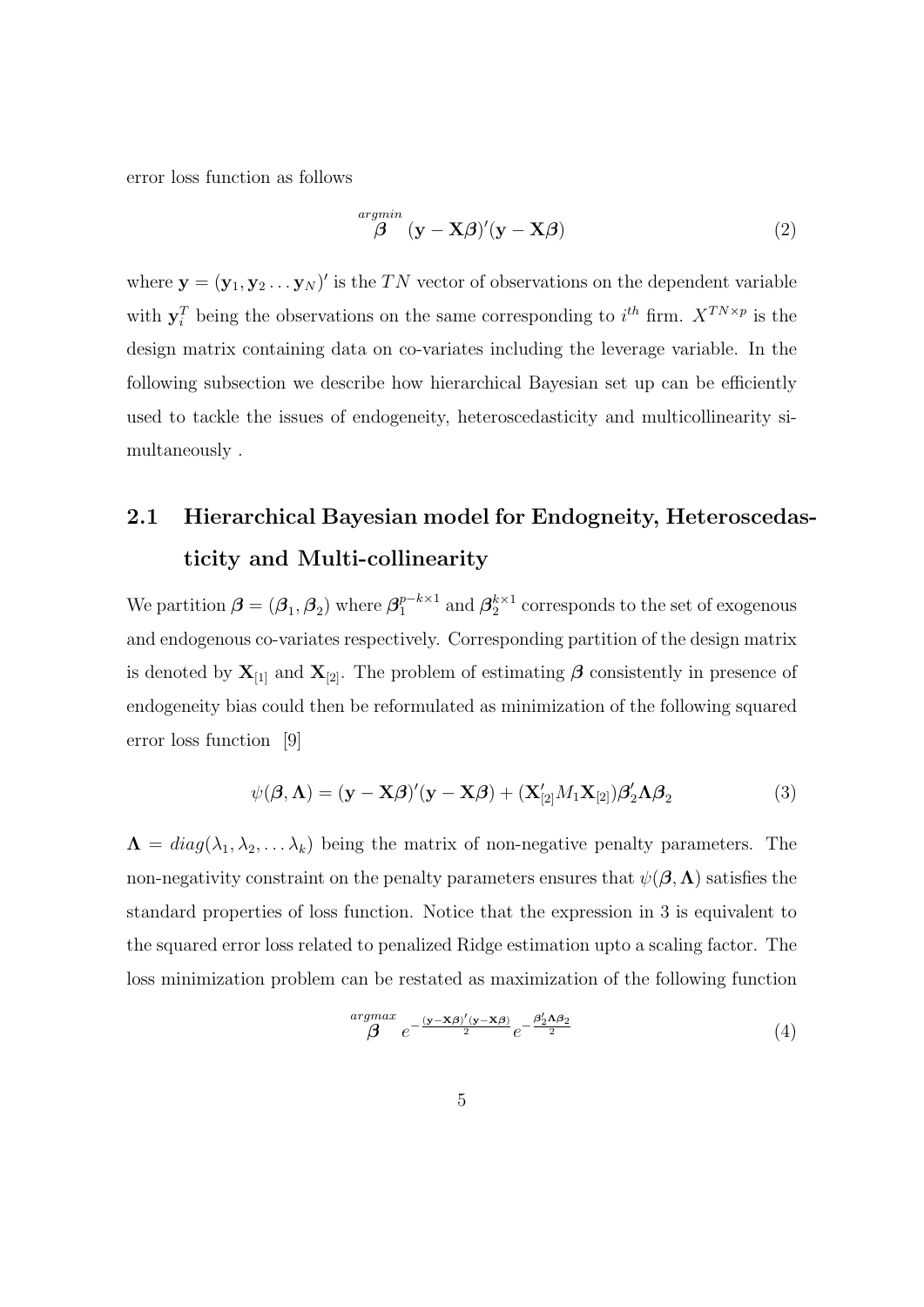error loss function as follows

$$\overset{argmin}{\boldsymbol{\beta}} \quad (\mathbf{y} - \mathbf{X}\boldsymbol{\beta})'(\mathbf{y} - \mathbf{X}\boldsymbol{\beta}) \tag{2}$$

where $\mathbf{y} = (\mathbf{y}_1, \mathbf{y}_2 \ldots \mathbf{y}_N)'$ is the $TN$ vector of observations on the dependent variable with $\mathbf{y}_i^T$ being the observations on the same corresponding to $i^{th}$ firm. $X^{TN \times p}$ is the design matrix containing data on co-variates including the leverage variable. In the following subsection we describe how hierarchical Bayesian set up can be efficiently used to tackle the issues of endogeneity, heteroscedasticity and multicollinearity simultaneously .

## 2.1 Hierarchical Bayesian model for Endogneity, Heteroscedasticity and Multi-collinearity

We partition $\boldsymbol{\beta} = (\boldsymbol{\beta}_1, \boldsymbol{\beta}_2)$ where $\boldsymbol{\beta}_1^{p-k \times 1}$ and $\boldsymbol{\beta}_2^{k \times 1}$ corresponds to the set of exogenous and endogenous co-variates respectively. Corresponding partition of the design matrix is denoted by $\mathbf{X}_{[1]}$ and $\mathbf{X}_{[2]}$. The problem of estimating $\boldsymbol{\beta}$ consistently in presence of endogeneity bias could then be reformulated as minimization of the following squared error loss function [9]

$$\psi(\boldsymbol{\beta}, \boldsymbol{\Lambda}) = (\mathbf{y} - \mathbf{X}\boldsymbol{\beta})'(\mathbf{y} - \mathbf{X}\boldsymbol{\beta}) + (\mathbf{X}_{[2]}' M_1 \mathbf{X}_{[2]})\boldsymbol{\beta}_2' \boldsymbol{\Lambda} \boldsymbol{\beta}_2 \tag{3}$$

$\boldsymbol{\Lambda} = diag(\lambda_1, \lambda_2, \ldots \lambda_k)$ being the matrix of non-negative penalty parameters. The non-negativity constraint on the penalty parameters ensures that $\psi(\boldsymbol{\beta}, \boldsymbol{\Lambda})$ satisfies the standard properties of loss function. Notice that the expression in 3 is equivalent to the squared error loss related to penalized Ridge estimation upto a scaling factor. The loss minimization problem can be restated as maximization of the following function

$$\overset{argmax}{\boldsymbol{\beta}} \quad e^{-\frac{(\mathbf{y} - \mathbf{X}\boldsymbol{\beta})'(\mathbf{y} - \mathbf{X}\boldsymbol{\beta})}{2}} e^{-\frac{\boldsymbol{\beta}_2' \boldsymbol{\Lambda} \boldsymbol{\beta}_2}{2}} \tag{4}$$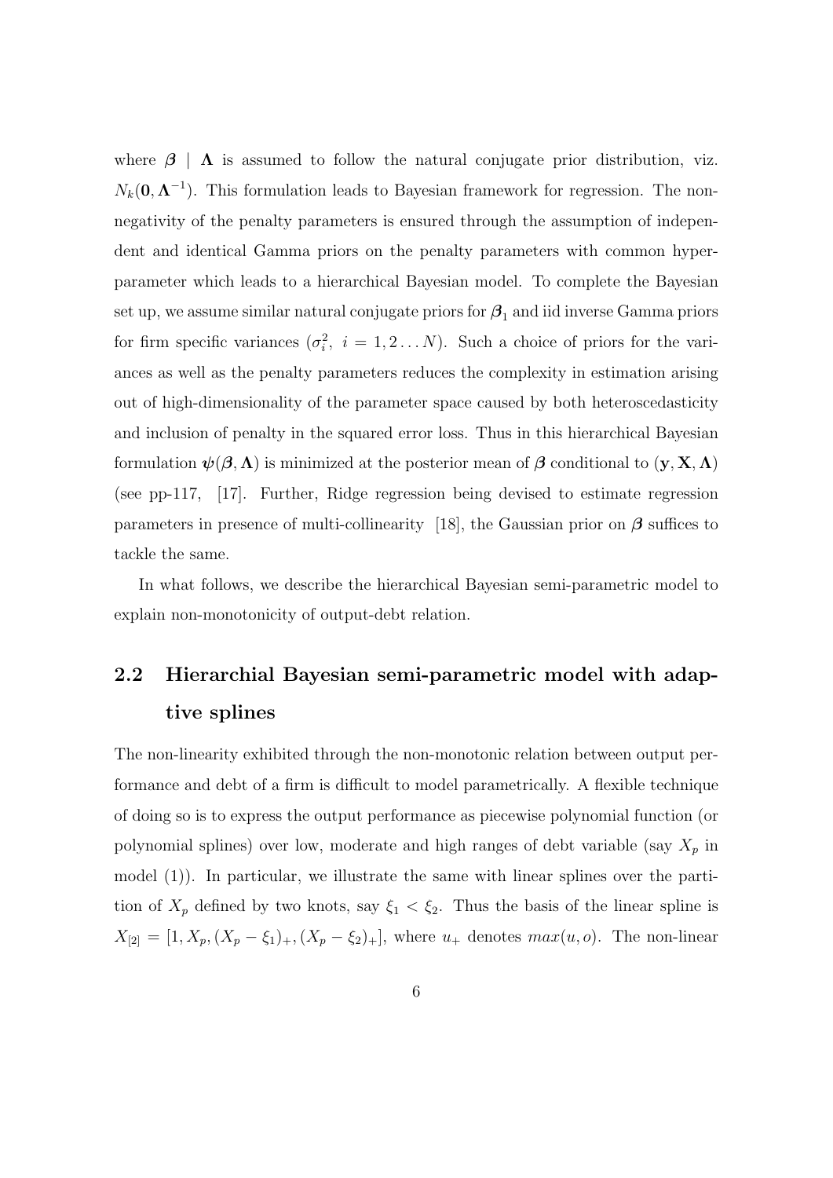where $\boldsymbol{\beta} \mid \boldsymbol{\Lambda}$ is assumed to follow the natural conjugate prior distribution, viz. $N_k(\mathbf{0}, \boldsymbol{\Lambda}^{-1})$. This formulation leads to Bayesian framework for regression. The non-negativity of the penalty parameters is ensured through the assumption of independent and identical Gamma priors on the penalty parameters with common hyper-parameter which leads to a hierarchical Bayesian model. To complete the Bayesian set up, we assume similar natural conjugate priors for $\boldsymbol{\beta}_1$ and iid inverse Gamma priors for firm specific variances ($\sigma_i^2,\ i = 1, 2 \ldots N$). Such a choice of priors for the variances as well as the penalty parameters reduces the complexity in estimation arising out of high-dimensionality of the parameter space caused by both heteroscedasticity and inclusion of penalty in the squared error loss. Thus in this hierarchical Bayesian formulation $\boldsymbol{\psi}(\boldsymbol{\beta}, \boldsymbol{\Lambda})$ is minimized at the posterior mean of $\boldsymbol{\beta}$ conditional to $(\mathbf{y}, \mathbf{X}, \boldsymbol{\Lambda})$ (see pp-117, [17]. Further, Ridge regression being devised to estimate regression parameters in presence of multi-collinearity [18], the Gaussian prior on $\boldsymbol{\beta}$ suffices to tackle the same.

In what follows, we describe the hierarchical Bayesian semi-parametric model to explain non-monotonicity of output-debt relation.

## 2.2 Hierarchial Bayesian semi-parametric model with adaptive splines

The non-linearity exhibited through the non-monotonic relation between output performance and debt of a firm is difficult to model parametrically. A flexible technique of doing so is to express the output performance as piecewise polynomial function (or polynomial splines) over low, moderate and high ranges of debt variable (say $X_p$ in model (1)). In particular, we illustrate the same with linear splines over the partition of $X_p$ defined by two knots, say $\xi_1 < \xi_2$. Thus the basis of the linear spline is $X_{[2]} = [1, X_p, (X_p - \xi_1)_+, (X_p - \xi_2)_+]$, where $u_+$ denotes $max(u, o)$. The non-linear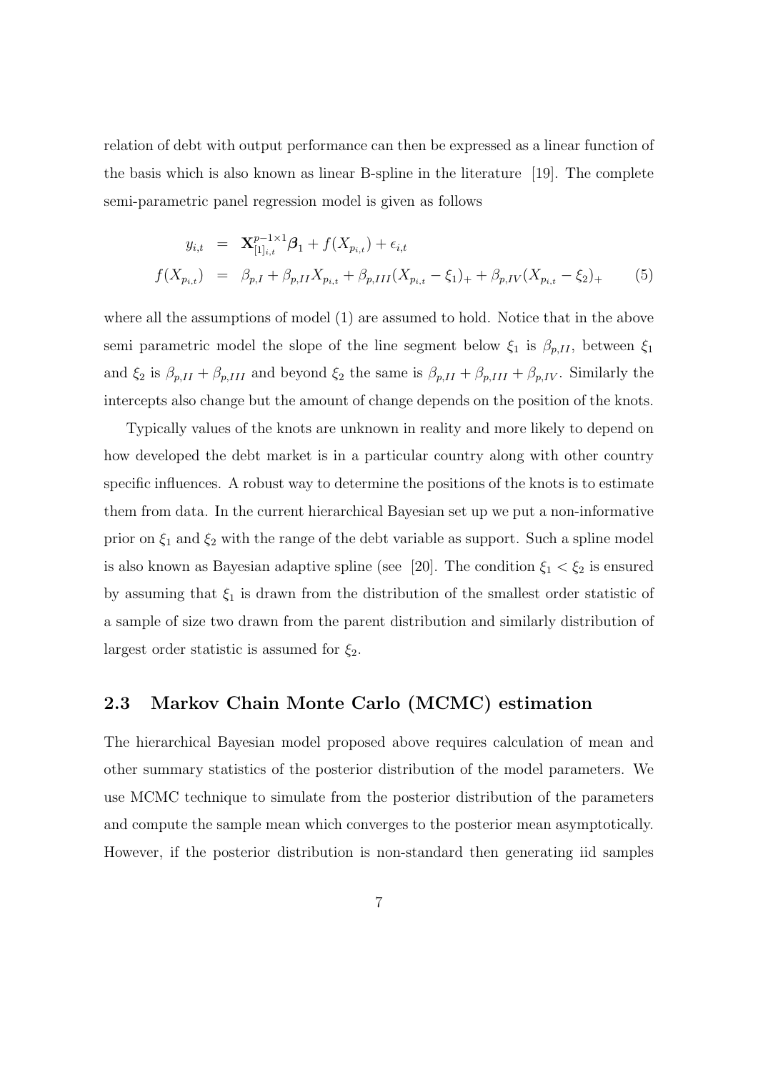relation of debt with output performance can then be expressed as a linear function of the basis which is also known as linear B-spline in the literature [19]. The complete semi-parametric panel regression model is given as follows

$$
\begin{aligned}
y_{i,t} &= \mathbf{X}_{[1]_{i,t}}^{p-1\times 1}\boldsymbol{\beta}_1 + f(X_{p_{i,t}}) + \epsilon_{i,t} \\
f(X_{p_{i,t}}) &= \beta_{p,I} + \beta_{p,II}X_{p_{i,t}} + \beta_{p,III}(X_{p_{i,t}} - \xi_1)_+ + \beta_{p,IV}(X_{p_{i,t}} - \xi_2)_+ \qquad (5)
\end{aligned}
$$

where all the assumptions of model (1) are assumed to hold. Notice that in the above semi parametric model the slope of the line segment below $\xi_1$ is $\beta_{p,II}$, between $\xi_1$ and $\xi_2$ is $\beta_{p,II} + \beta_{p,III}$ and beyond $\xi_2$ the same is $\beta_{p,II} + \beta_{p,III} + \beta_{p,IV}$. Similarly the intercepts also change but the amount of change depends on the position of the knots.

Typically values of the knots are unknown in reality and more likely to depend on how developed the debt market is in a particular country along with other country specific influences. A robust way to determine the positions of the knots is to estimate them from data. In the current hierarchical Bayesian set up we put a non-informative prior on $\xi_1$ and $\xi_2$ with the range of the debt variable as support. Such a spline model is also known as Bayesian adaptive spline (see [20]. The condition $\xi_1 < \xi_2$ is ensured by assuming that $\xi_1$ is drawn from the distribution of the smallest order statistic of a sample of size two drawn from the parent distribution and similarly distribution of largest order statistic is assumed for $\xi_2$.

## 2.3 Markov Chain Monte Carlo (MCMC) estimation

The hierarchical Bayesian model proposed above requires calculation of mean and other summary statistics of the posterior distribution of the model parameters. We use MCMC technique to simulate from the posterior distribution of the parameters and compute the sample mean which converges to the posterior mean asymptotically. However, if the posterior distribution is non-standard then generating iid samples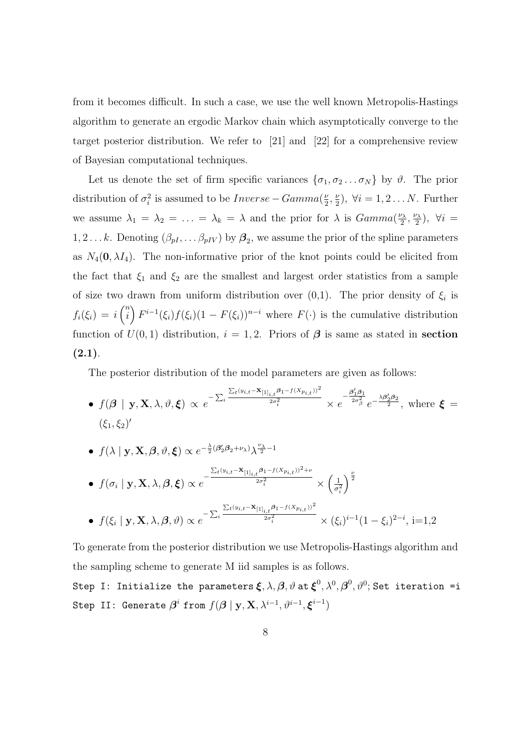from it becomes difficult. In such a case, we use the well known Metropolis-Hastings algorithm to generate an ergodic Markov chain which asymptotically converge to the target posterior distribution. We refer to [21] and [22] for a comprehensive review of Bayesian computational techniques.

Let us denote the set of firm specific variances $\{\sigma_1, \sigma_2 \ldots \sigma_N\}$ by $\vartheta$. The prior distribution of $\sigma_i^2$ is assumed to be $Inverse-Gamma(\frac{\nu}{2}, \frac{\nu}{2}),\ \forall i = 1, 2 \ldots N$. Further we assume $\lambda_1 = \lambda_2 = \ldots = \lambda_k = \lambda$ and the prior for $\lambda$ is $Gamma(\frac{\nu_\lambda}{2}, \frac{\nu_\lambda}{2}),\ \forall i = 1, 2 \ldots k$. Denoting $(\beta_{pI}, \ldots \beta_{pIV})$ by $\boldsymbol{\beta}_2$, we assume the prior of the spline parameters as $N_4(\mathbf{0}, \lambda I_4)$. The non-informative prior of the knot points could be elicited from the fact that $\xi_1$ and $\xi_2$ are the smallest and largest order statistics from a sample of size two drawn from uniform distribution over (0,1). The prior density of $\xi_i$ is $f_i(\xi_i) = i\binom{n}{i} F^{i-1}(\xi_i) f(\xi_i)(1 - F(\xi_i))^{n-i}$ where $F(\cdot)$ is the cumulative distribution function of $U(0, 1)$ distribution, $i = 1, 2$. Priors of $\boldsymbol{\beta}$ is same as stated in **section (2.1)**.

The posterior distribution of the model parameters are given as follows:

- $f(\boldsymbol{\beta} \mid \mathbf{y}, \mathbf{X}, \lambda, \vartheta, \boldsymbol{\xi}) \propto e^{-\sum_i \frac{\sum_t (y_{i,t} - \mathbf{X}_{[1]_{i,t}} \boldsymbol{\beta}_1 - f(X_{p_{i,t}}))^2}{2\sigma_i^2}} \times e^{-\frac{\boldsymbol{\beta}_1' \boldsymbol{\beta}_1}{2\sigma_\beta^2}} e^{-\frac{\lambda \boldsymbol{\beta}_2' \boldsymbol{\beta}_2}{2}}$, where $\boldsymbol{\xi} = (\xi_1, \xi_2)'$
- $f(\lambda \mid \mathbf{y}, \mathbf{X}, \boldsymbol{\beta}, \vartheta, \boldsymbol{\xi}) \propto e^{-\frac{\lambda}{2}(\boldsymbol{\beta}_2' \boldsymbol{\beta}_2 + \nu_\lambda)} \lambda^{\frac{\nu_\lambda}{2} - 1}$
- $f(\sigma_i \mid \mathbf{y}, \mathbf{X}, \lambda, \boldsymbol{\beta}, \boldsymbol{\xi}) \propto e^{-\frac{\sum_t (y_{i,t} - \mathbf{X}_{[1]_{i,t}} \boldsymbol{\beta}_1 - f(X_{p_{i,t}}))^2 + \nu}{2\sigma_i^2}} \times \left(\frac{1}{\sigma_i^2}\right)^{\frac{\nu}{2}}$
- $f(\xi_i \mid \mathbf{y}, \mathbf{X}, \lambda, \boldsymbol{\beta}, \vartheta) \propto e^{-\sum_i \frac{\sum_t (y_{i,t} - \mathbf{X}_{[1]_{i,t}} \boldsymbol{\beta}_1 - f(X_{p_{i,t}}))^2}{2\sigma_i^2}} \times (\xi_i)^{i-1}(1 - \xi_i)^{2-i}$, i=1,2

To generate from the posterior distribution we use Metropolis-Hastings algorithm and the sampling scheme to generate M iid samples is as follows.

Step I: Initialize the parameters $\boldsymbol{\xi}, \lambda, \boldsymbol{\beta}, \vartheta$ at $\boldsymbol{\xi}^0, \lambda^0, \boldsymbol{\beta}^0, \vartheta^0$; Set iteration =i

Step II: Generate $\boldsymbol{\beta}^i$ from $f(\boldsymbol{\beta} \mid \mathbf{y}, \mathbf{X}, \lambda^{i-1}, \vartheta^{i-1}, \boldsymbol{\xi}^{i-1})$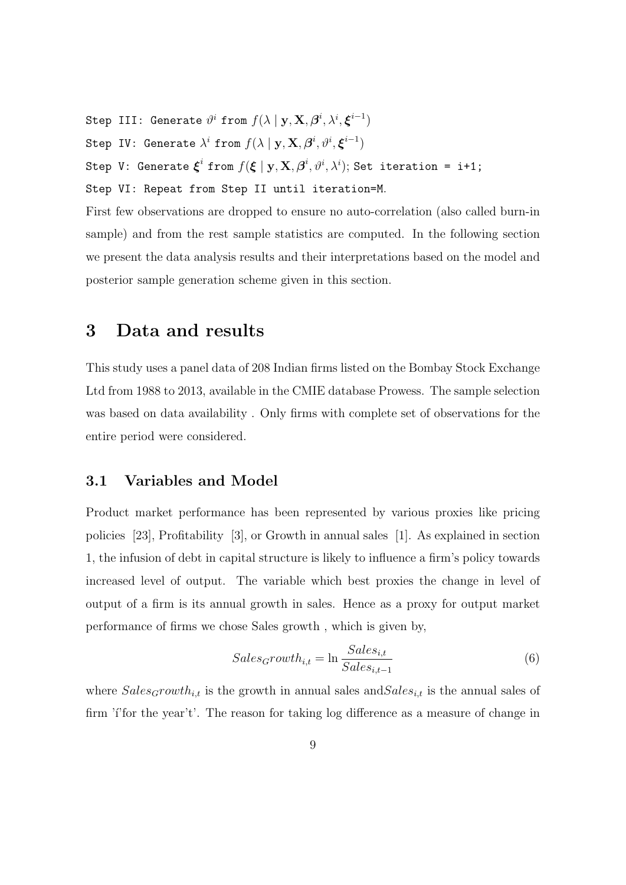```
Step III: Generate $\vartheta^i$ from $f(\lambda \mid \mathbf{y}, \mathbf{X}, \boldsymbol{\beta}^i, \lambda^i, \boldsymbol{\xi}^{i-1})$
Step IV: Generate $\lambda^i$ from $f(\lambda \mid \mathbf{y}, \mathbf{X}, \boldsymbol{\beta}^i, \vartheta^i, \boldsymbol{\xi}^{i-1})$
Step V: Generate $\boldsymbol{\xi}^i$ from $f(\boldsymbol{\xi} \mid \mathbf{y}, \mathbf{X}, \boldsymbol{\beta}^i, \vartheta^i, \lambda^i)$; Set iteration = i+1;
Step VI: Repeat from Step II until iteration=M.
```

First few observations are dropped to ensure no auto-correlation (also called burn-in sample) and from the rest sample statistics are computed. In the following section we present the data analysis results and their interpretations based on the model and posterior sample generation scheme given in this section.

# 3 Data and results

This study uses a panel data of 208 Indian firms listed on the Bombay Stock Exchange Ltd from 1988 to 2013, available in the CMIE database Prowess. The sample selection was based on data availability . Only firms with complete set of observations for the entire period were considered.

## 3.1 Variables and Model

Product market performance has been represented by various proxies like pricing policies [23], Profitability [3], or Growth in annual sales [1]. As explained in section 1, the infusion of debt in capital structure is likely to influence a firm's policy towards increased level of output. The variable which best proxies the change in level of output of a firm is its annual growth in sales. Hence as a proxy for output market performance of firms we chose Sales growth , which is given by,

$$Sales_Growth_{i,t} = \ln \frac{Sales_{i,t}}{Sales_{i,t-1}} \tag{6}$$

where $Sales_Growth_{i,t}$ is the growth in annual sales and$Sales_{i,t}$ is the annual sales of firm 'i'for the year't'. The reason for taking log difference as a measure of change in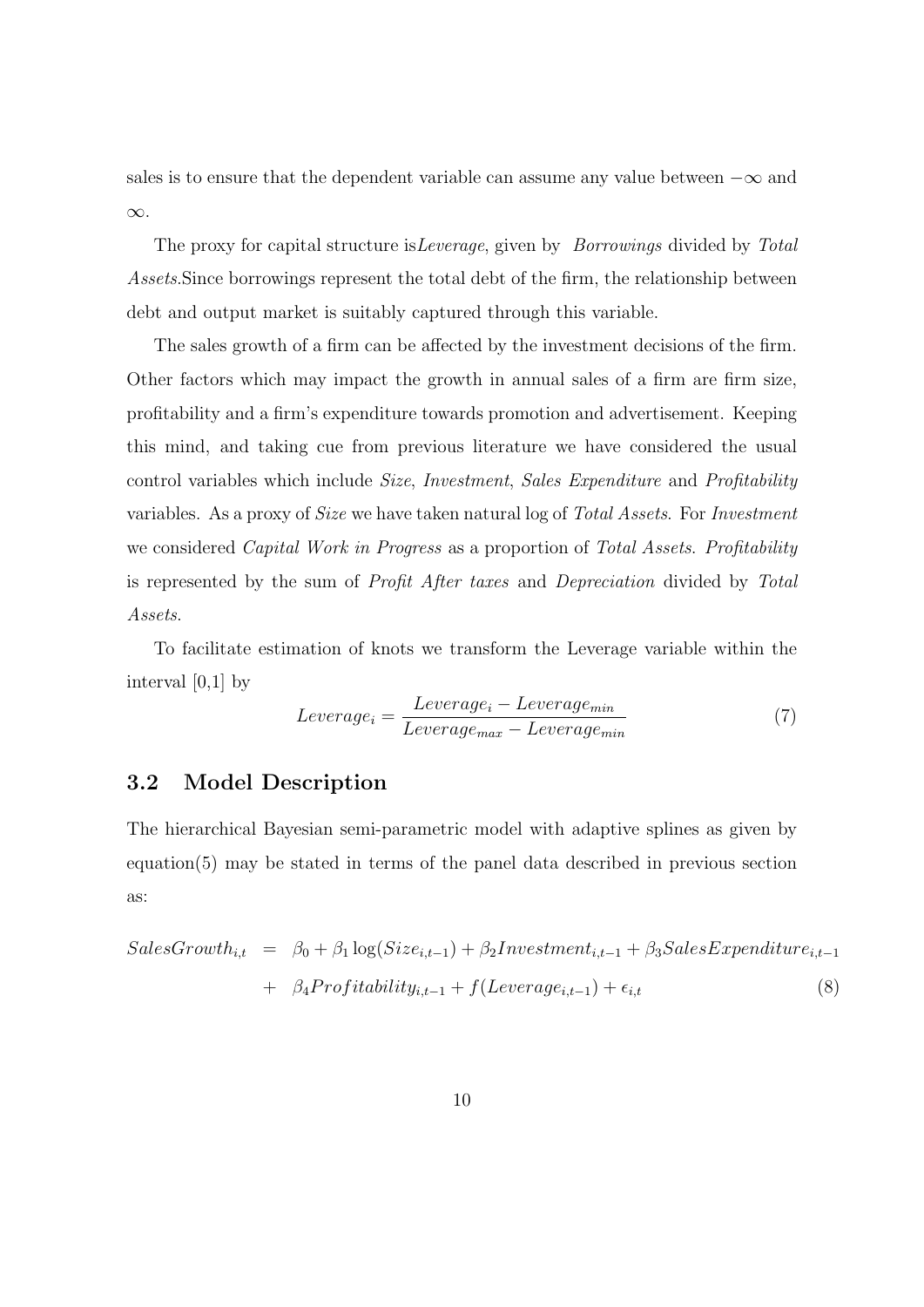sales is to ensure that the dependent variable can assume any value between $-\infty$ and $\infty$.

The proxy for capital structure is*Leverage*, given by *Borrowings* divided by *Total Assets*.Since borrowings represent the total debt of the firm, the relationship between debt and output market is suitably captured through this variable.

The sales growth of a firm can be affected by the investment decisions of the firm. Other factors which may impact the growth in annual sales of a firm are firm size, profitability and a firm's expenditure towards promotion and advertisement. Keeping this mind, and taking cue from previous literature we have considered the usual control variables which include *Size*, *Investment*, *Sales Expenditure* and *Profitability* variables. As a proxy of *Size* we have taken natural log of *Total Assets*. For *Investment* we considered *Capital Work in Progress* as a proportion of *Total Assets*. *Profitability* is represented by the sum of *Profit After taxes* and *Depreciation* divided by *Total Assets*.

To facilitate estimation of knots we transform the Leverage variable within the interval [0,1] by

$$Leverage_i = \frac{Leverage_i - Leverage_{min}}{Leverage_{max} - Leverage_{min}} \tag{7}$$

## 3.2 Model Description

The hierarchical Bayesian semi-parametric model with adaptive splines as given by equation(5) may be stated in terms of the panel data described in previous section as:

$$\begin{aligned} SalesGrowth_{i,t} &= \beta_0 + \beta_1 \log(Size_{i,t-1}) + \beta_2 Investment_{i,t-1} + \beta_3 SalesExpenditure_{i,t-1} \\ &+ \beta_4 Profitability_{i,t-1} + f(Leverage_{i,t-1}) + \epsilon_{i,t} \end{aligned} \tag{8}$$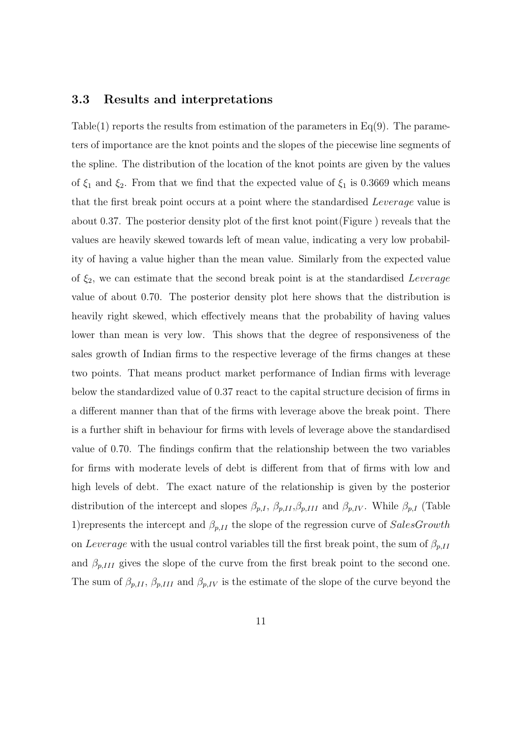### 3.3 Results and interpretations

Table(1) reports the results from estimation of the parameters in Eq(9). The parameters of importance are the knot points and the slopes of the piecewise line segments of the spline. The distribution of the location of the knot points are given by the values of $\xi_1$ and $\xi_2$. From that we find that the expected value of $\xi_1$ is 0.3669 which means that the first break point occurs at a point where the standardised *Leverage* value is about 0.37. The posterior density plot of the first knot point(Figure ) reveals that the values are heavily skewed towards left of mean value, indicating a very low probability of having a value higher than the mean value. Similarly from the expected value of $\xi_2$, we can estimate that the second break point is at the standardised *Leverage* value of about 0.70. The posterior density plot here shows that the distribution is heavily right skewed, which effectively means that the probability of having values lower than mean is very low. This shows that the degree of responsiveness of the sales growth of Indian firms to the respective leverage of the firms changes at these two points. That means product market performance of Indian firms with leverage below the standardized value of 0.37 react to the capital structure decision of firms in a different manner than that of the firms with leverage above the break point. There is a further shift in behaviour for firms with levels of leverage above the standardised value of 0.70. The findings confirm that the relationship between the two variables for firms with moderate levels of debt is different from that of firms with low and high levels of debt. The exact nature of the relationship is given by the posterior distribution of the intercept and slopes $\beta_{p,I}$, $\beta_{p,II}$,$\beta_{p,III}$ and $\beta_{p,IV}$. While $\beta_{p,I}$ (Table 1)represents the intercept and $\beta_{p,II}$ the slope of the regression curve of *SalesGrowth* on *Leverage* with the usual control variables till the first break point, the sum of $\beta_{p,II}$ and $\beta_{p,III}$ gives the slope of the curve from the first break point to the second one. The sum of $\beta_{p,II}$, $\beta_{p,III}$ and $\beta_{p,IV}$ is the estimate of the slope of the curve beyond the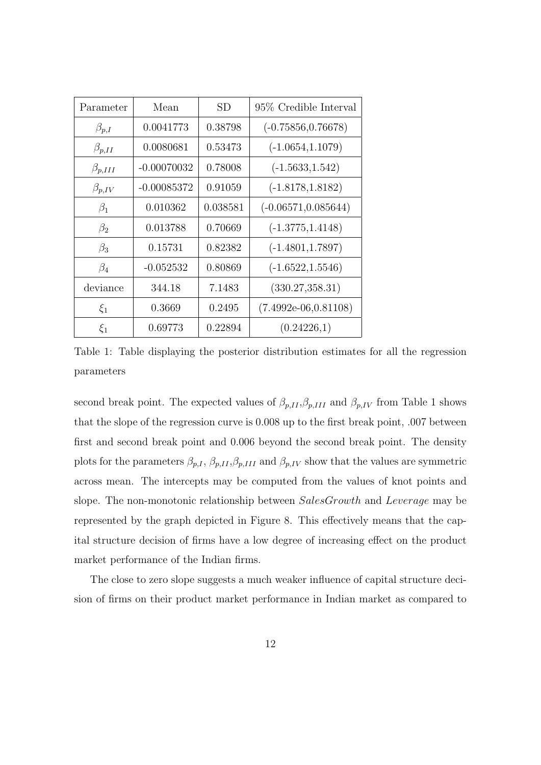| Parameter | Mean | SD | 95% Credible Interval |
|---|---|---|---|
| $\beta_{p,I}$ | 0.0041773 | 0.38798 | (-0.75856,0.76678) |
| $\beta_{p,II}$ | 0.0080681 | 0.53473 | (-1.0654,1.1079) |
| $\beta_{p,III}$ | -0.00070032 | 0.78008 | (-1.5633,1.542) |
| $\beta_{p,IV}$ | -0.00085372 | 0.91059 | (-1.8178,1.8182) |
| $\beta_1$ | 0.010362 | 0.038581 | (-0.06571,0.085644) |
| $\beta_2$ | 0.013788 | 0.70669 | (-1.3775,1.4148) |
| $\beta_3$ | 0.15731 | 0.82382 | (-1.4801,1.7897) |
| $\beta_4$ | -0.052532 | 0.80869 | (-1.6522,1.5546) |
| deviance | 344.18 | 7.1483 | (330.27,358.31) |
| $\xi_1$ | 0.3669 | 0.2495 | (7.4992e-06,0.81108) |
| $\xi_1$ | 0.69773 | 0.22894 | (0.24226,1) |

Table 1: Table displaying the posterior distribution estimates for all the regression parameters

second break point. The expected values of $\beta_{p,II}$,$\beta_{p,III}$ and $\beta_{p,IV}$ from Table 1 shows that the slope of the regression curve is 0.008 up to the first break point, .007 between first and second break point and 0.006 beyond the second break point. The density plots for the parameters $\beta_{p,I}$, $\beta_{p,II}$,$\beta_{p,III}$ and $\beta_{p,IV}$ show that the values are symmetric across mean. The intercepts may be computed from the values of knot points and slope. The non-monotonic relationship between *SalesGrowth* and *Leverage* may be represented by the graph depicted in Figure 8. This effectively means that the capital structure decision of firms have a low degree of increasing effect on the product market performance of the Indian firms.

The close to zero slope suggests a much weaker influence of capital structure decision of firms on their product market performance in Indian market as compared to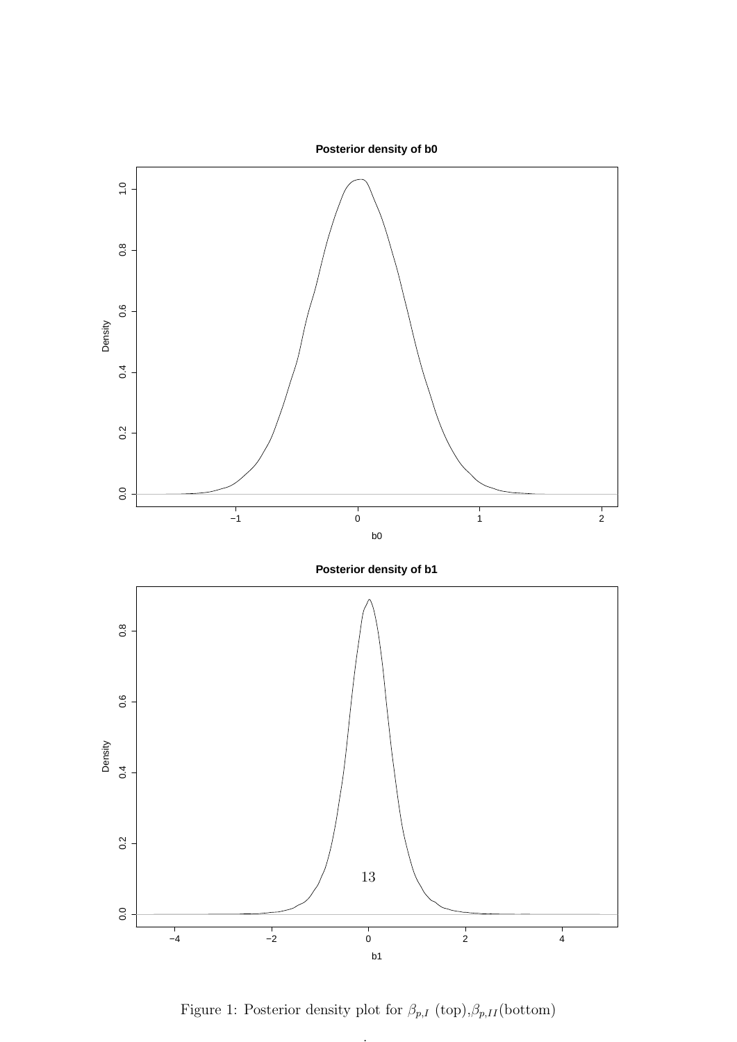Posterior density of b0

Density

1.0

0.8

0.6

0.4

0.2

0.0

−1

0

1

2

b0

Posterior density of b1

Density

0.8

0.6

0.4

0.2

0.0

−4

−2

0

2

4

b1

Figure 1: Posterior density plot for $\beta_{p,I}$ (top),$\beta_{p,II}$(bottom)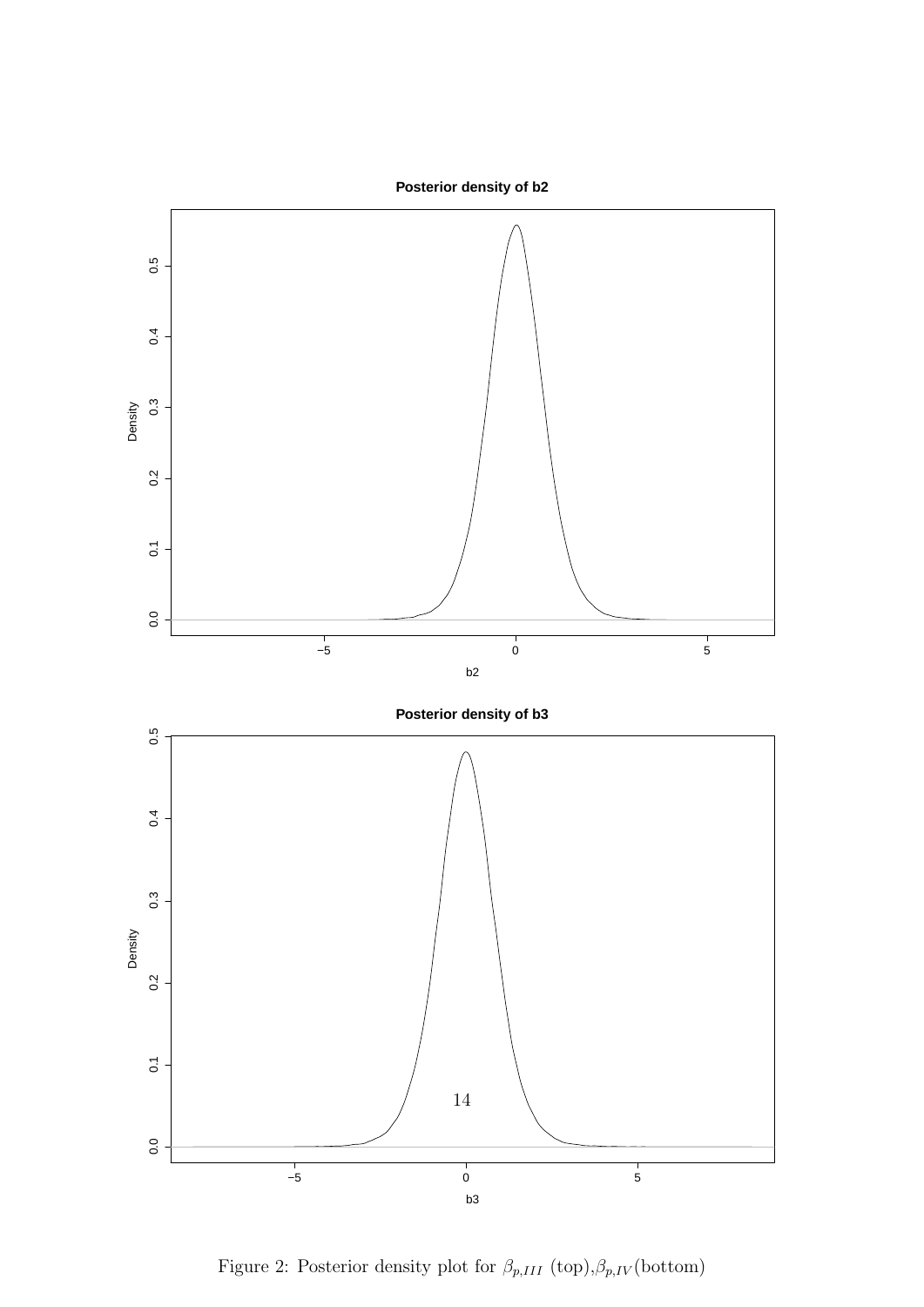Posterior density of b2

Density

0.0
0.1
0.2
0.3
0.4
0.5

−5
0
5

b2

Posterior density of b3

Density

0.0
0.1
0.2
0.3
0.4
0.5

−5
0
5

b3

Figure 2: Posterior density plot for $\beta_{p,III}$ (top),$\beta_{p,IV}$(bottom)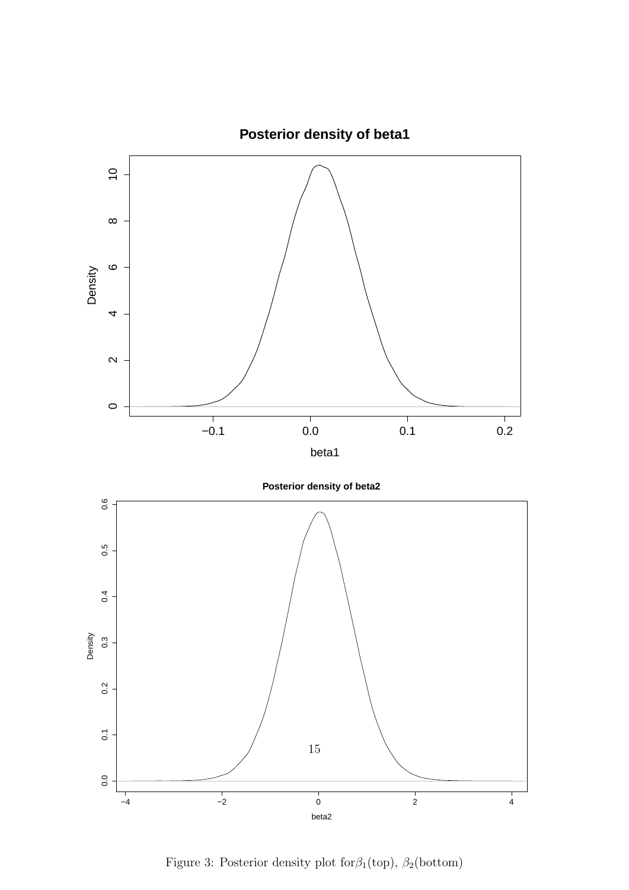Posterior density of beta1

Density

0
2
4
6
8
10

−0.1
0.0
0.1
0.2

beta1

Posterior density of beta2

Density

0.0
0.1
0.2
0.3
0.4
0.5
0.6

−4
−2
0
2
4

beta2

Figure 3: Posterior density plot for$\beta_1$(top), $\beta_2$(bottom)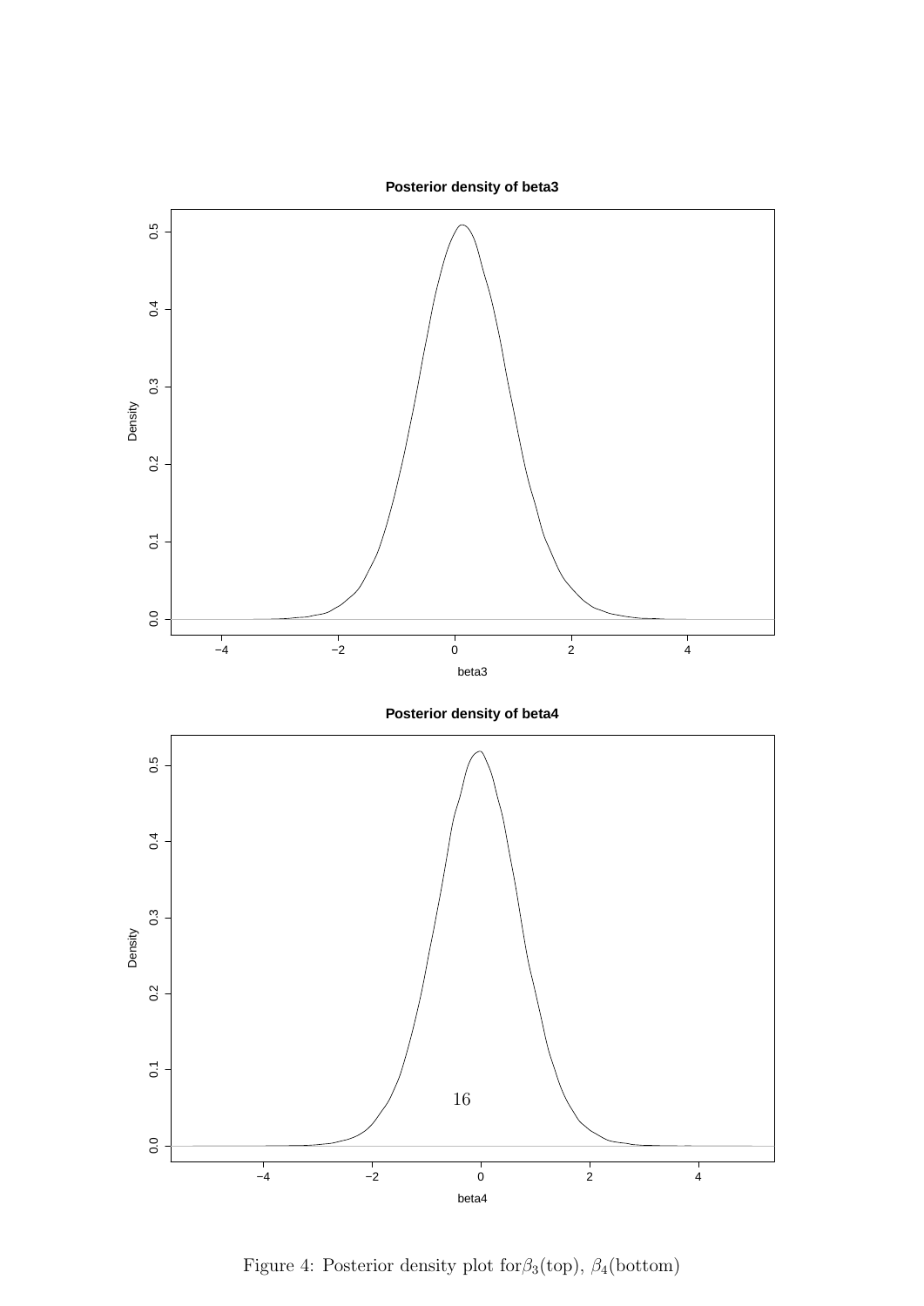Posterior density of beta3

Density

0.0
0.1
0.2
0.3
0.4
0.5

−4
−2
0
2
4

beta3

Posterior density of beta4

Density

0.0
0.1
0.2
0.3
0.4
0.5

−4
−2
0
2
4

beta4

Figure 4: Posterior density plot for $\beta_3$(top), $\beta_4$(bottom)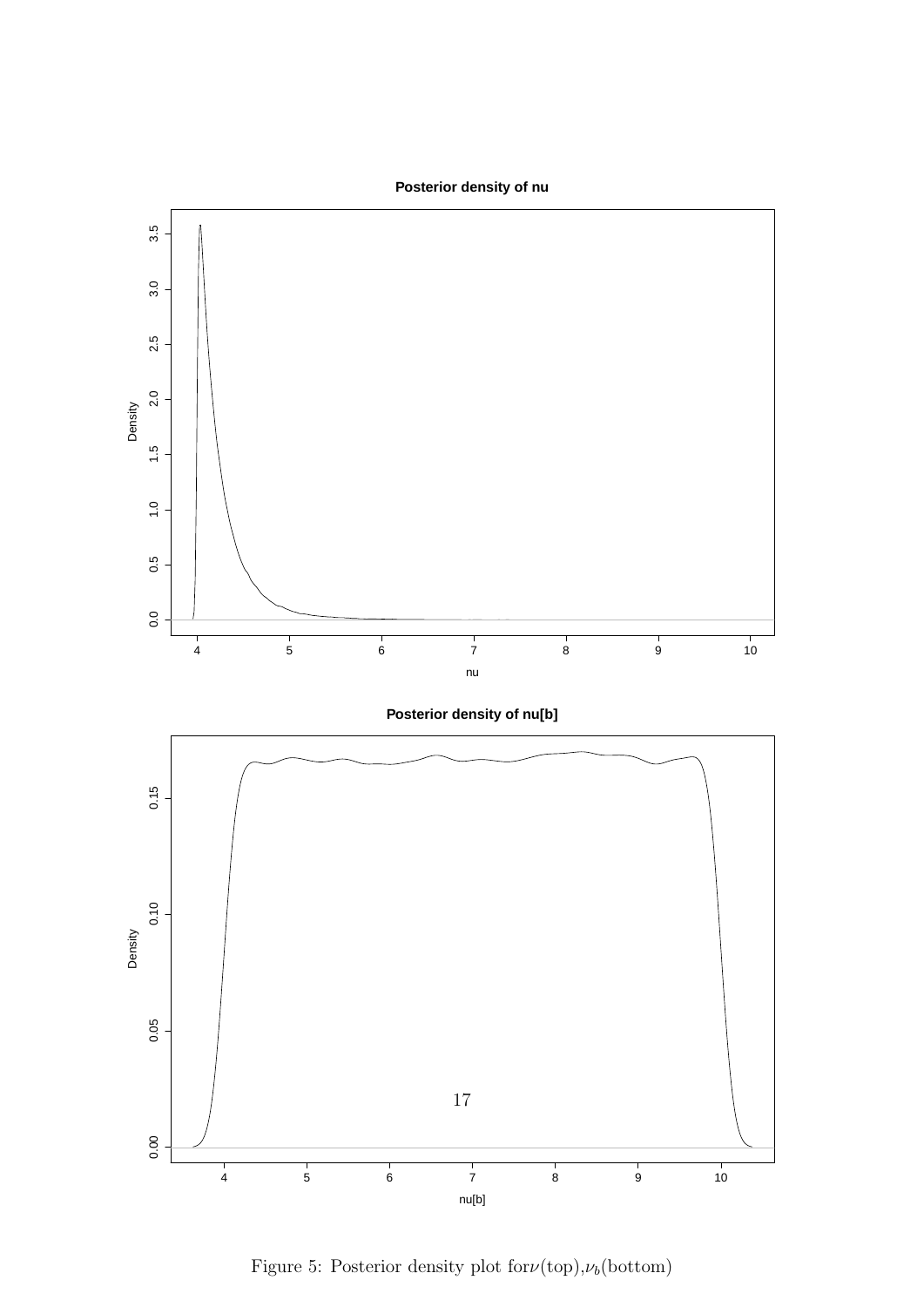Posterior density of nu

Density

3.5
3.0
2.5
2.0
1.5
1.0
0.5
0.0

4 5 6 7 8 9 10

nu

Posterior density of nu[b]

Density

0.15
0.10
0.05
0.00

4 5 6 7 8 9 10

nu[b]

Figure 5: Posterior density plot for$\nu$(top),$\nu_b$(bottom)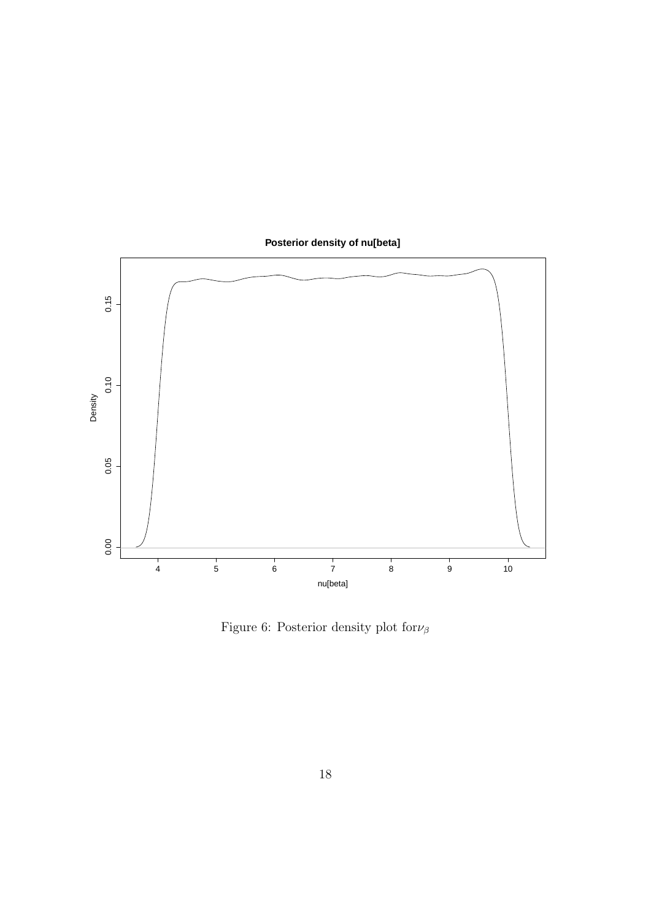Posterior density of nu[beta]

Density

0.00
0.05
0.10
0.15

4 5 6 7 8 9 10

nu[beta]

Figure 6: Posterior density plot for$\nu_\beta$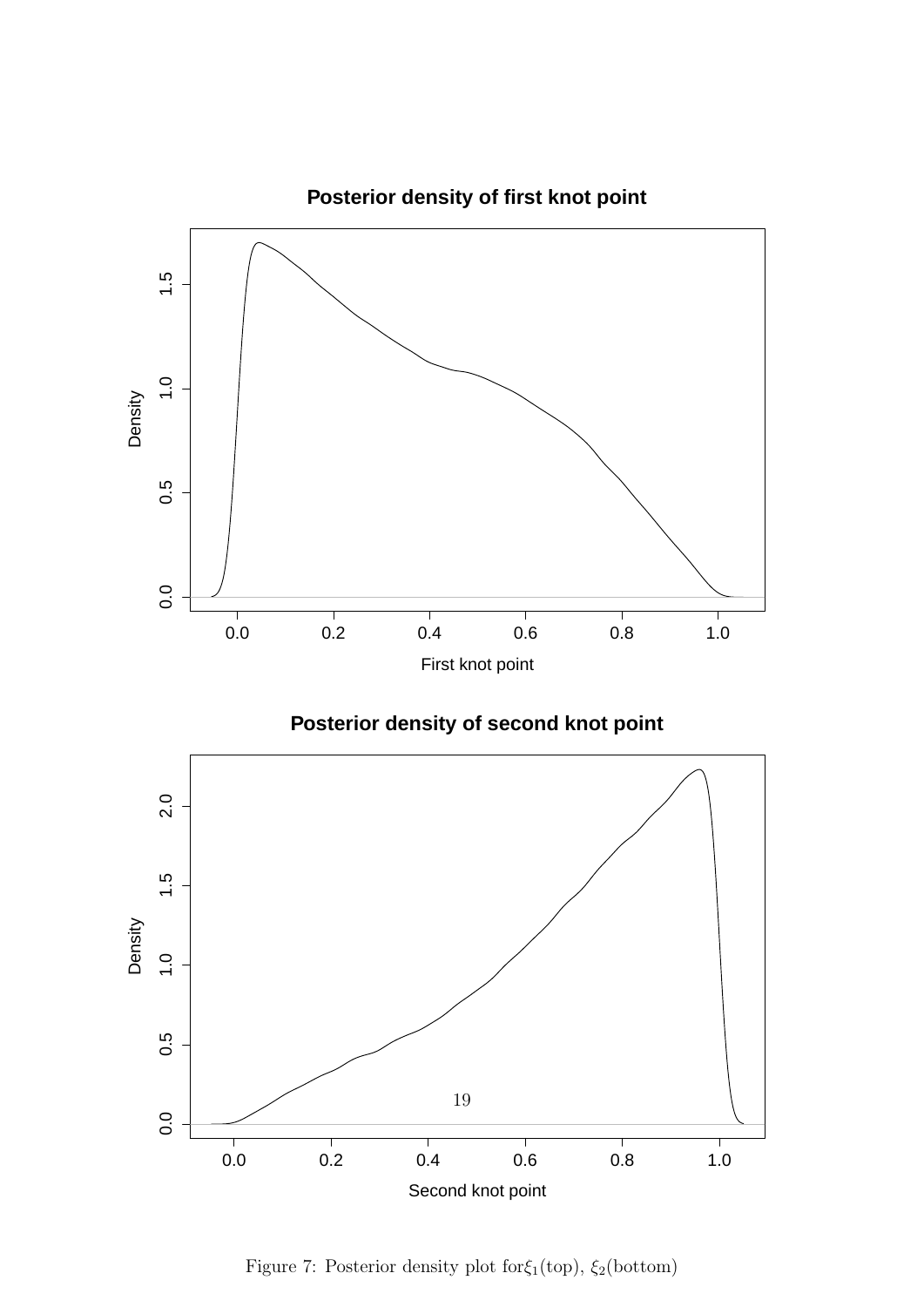Posterior density of first knot point

Density

0.0
0.5
1.0
1.5

0.0
0.2
0.4
0.6
0.8
1.0

First knot point

Posterior density of second knot point

Density

0.0
0.5
1.0
1.5
2.0

0.0
0.2
0.4
0.6
0.8
1.0

Second knot point

Figure 7: Posterior density plot for $\xi_1$(top), $\xi_2$(bottom)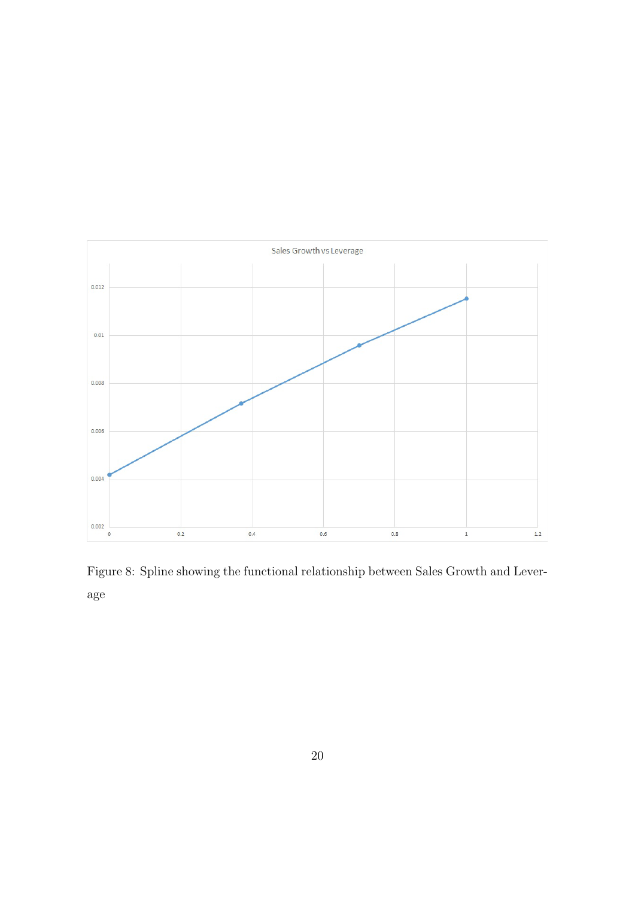Sales Growth vs Leverage

0.012
0.01
0.008
0.006
0.004
0.002

0
0.2
0.4
0.6
0.8
1
1.2

Figure 8: Spline showing the functional relationship between Sales Growth and Leverage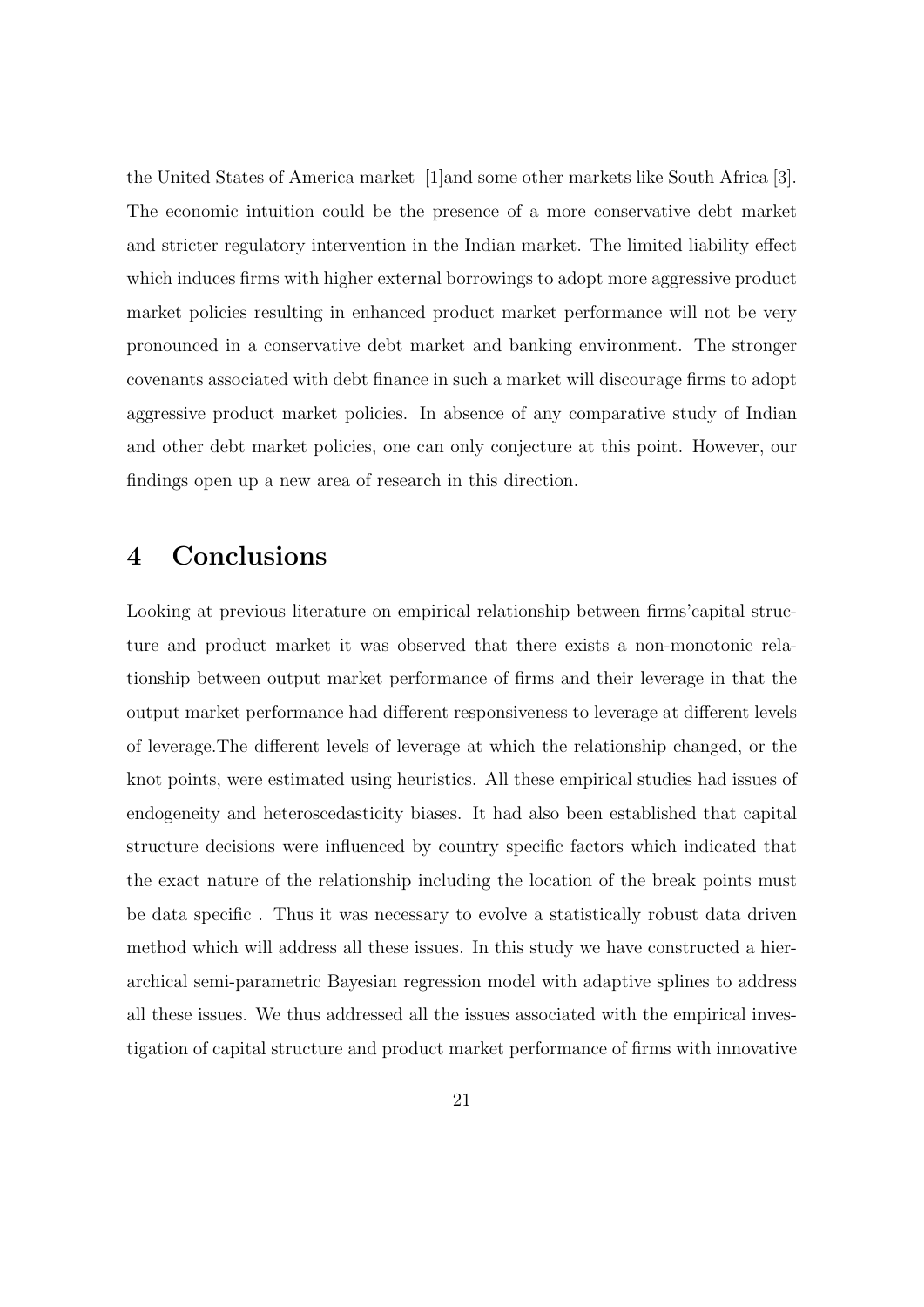the United States of America market [1]and some other markets like South Africa [3]. The economic intuition could be the presence of a more conservative debt market and stricter regulatory intervention in the Indian market. The limited liability effect which induces firms with higher external borrowings to adopt more aggressive product market policies resulting in enhanced product market performance will not be very pronounced in a conservative debt market and banking environment. The stronger covenants associated with debt finance in such a market will discourage firms to adopt aggressive product market policies. In absence of any comparative study of Indian and other debt market policies, one can only conjecture at this point. However, our findings open up a new area of research in this direction.

## 4 Conclusions

Looking at previous literature on empirical relationship between firms'capital structure and product market it was observed that there exists a non-monotonic relationship between output market performance of firms and their leverage in that the output market performance had different responsiveness to leverage at different levels of leverage.The different levels of leverage at which the relationship changed, or the knot points, were estimated using heuristics. All these empirical studies had issues of endogeneity and heteroscedasticity biases. It had also been established that capital structure decisions were influenced by country specific factors which indicated that the exact nature of the relationship including the location of the break points must be data specific . Thus it was necessary to evolve a statistically robust data driven method which will address all these issues. In this study we have constructed a hierarchical semi-parametric Bayesian regression model with adaptive splines to address all these issues. We thus addressed all the issues associated with the empirical investigation of capital structure and product market performance of firms with innovative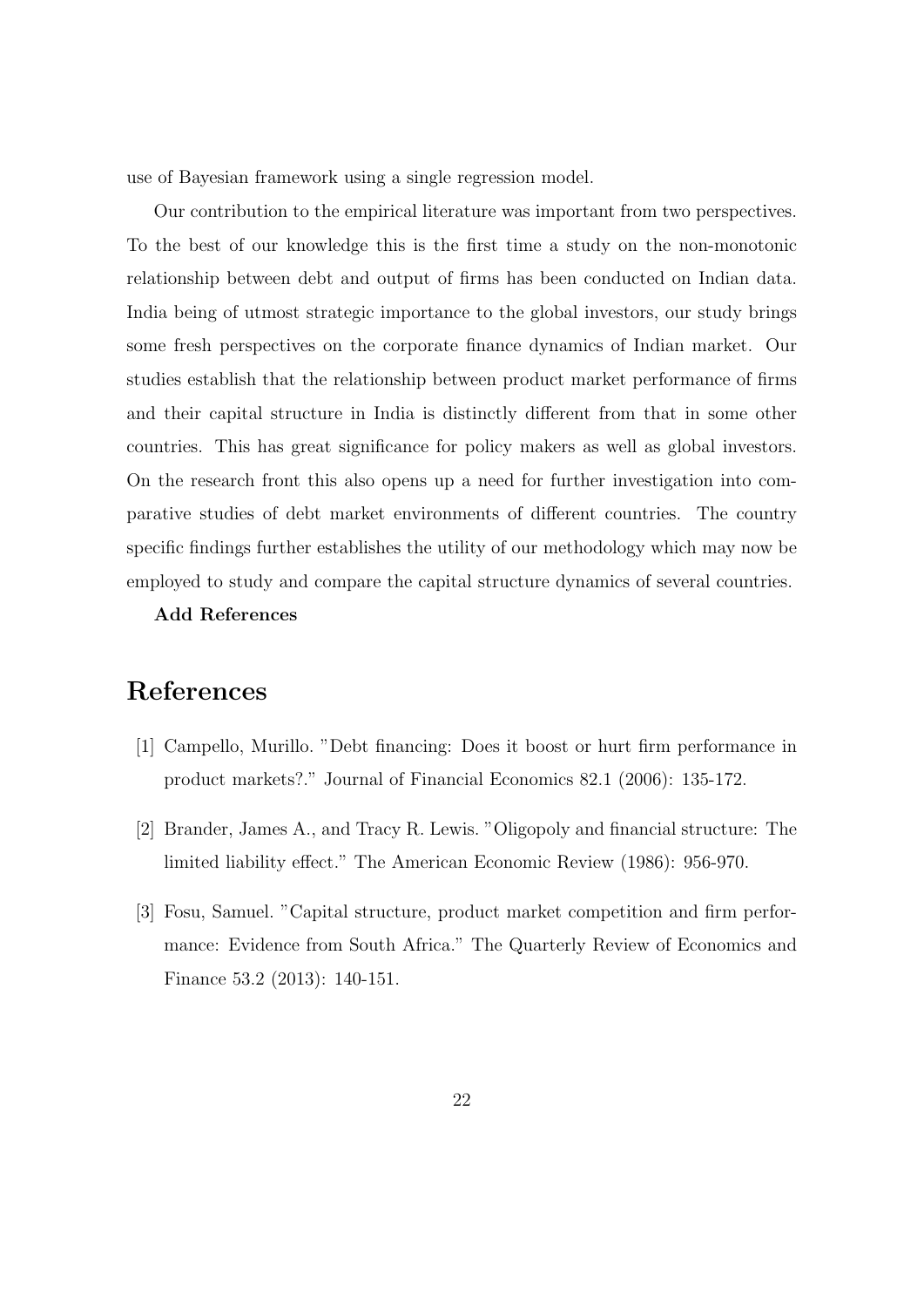use of Bayesian framework using a single regression model.

Our contribution to the empirical literature was important from two perspectives. To the best of our knowledge this is the first time a study on the non-monotonic relationship between debt and output of firms has been conducted on Indian data. India being of utmost strategic importance to the global investors, our study brings some fresh perspectives on the corporate finance dynamics of Indian market. Our studies establish that the relationship between product market performance of firms and their capital structure in India is distinctly different from that in some other countries. This has great significance for policy makers as well as global investors. On the research front this also opens up a need for further investigation into comparative studies of debt market environments of different countries. The country specific findings further establishes the utility of our methodology which may now be employed to study and compare the capital structure dynamics of several countries.

**Add References**

## References

[1] Campello, Murillo. "Debt financing: Does it boost or hurt firm performance in product markets?." Journal of Financial Economics 82.1 (2006): 135-172.

[2] Brander, James A., and Tracy R. Lewis. "Oligopoly and financial structure: The limited liability effect." The American Economic Review (1986): 956-970.

[3] Fosu, Samuel. "Capital structure, product market competition and firm performance: Evidence from South Africa." The Quarterly Review of Economics and Finance 53.2 (2013): 140-151.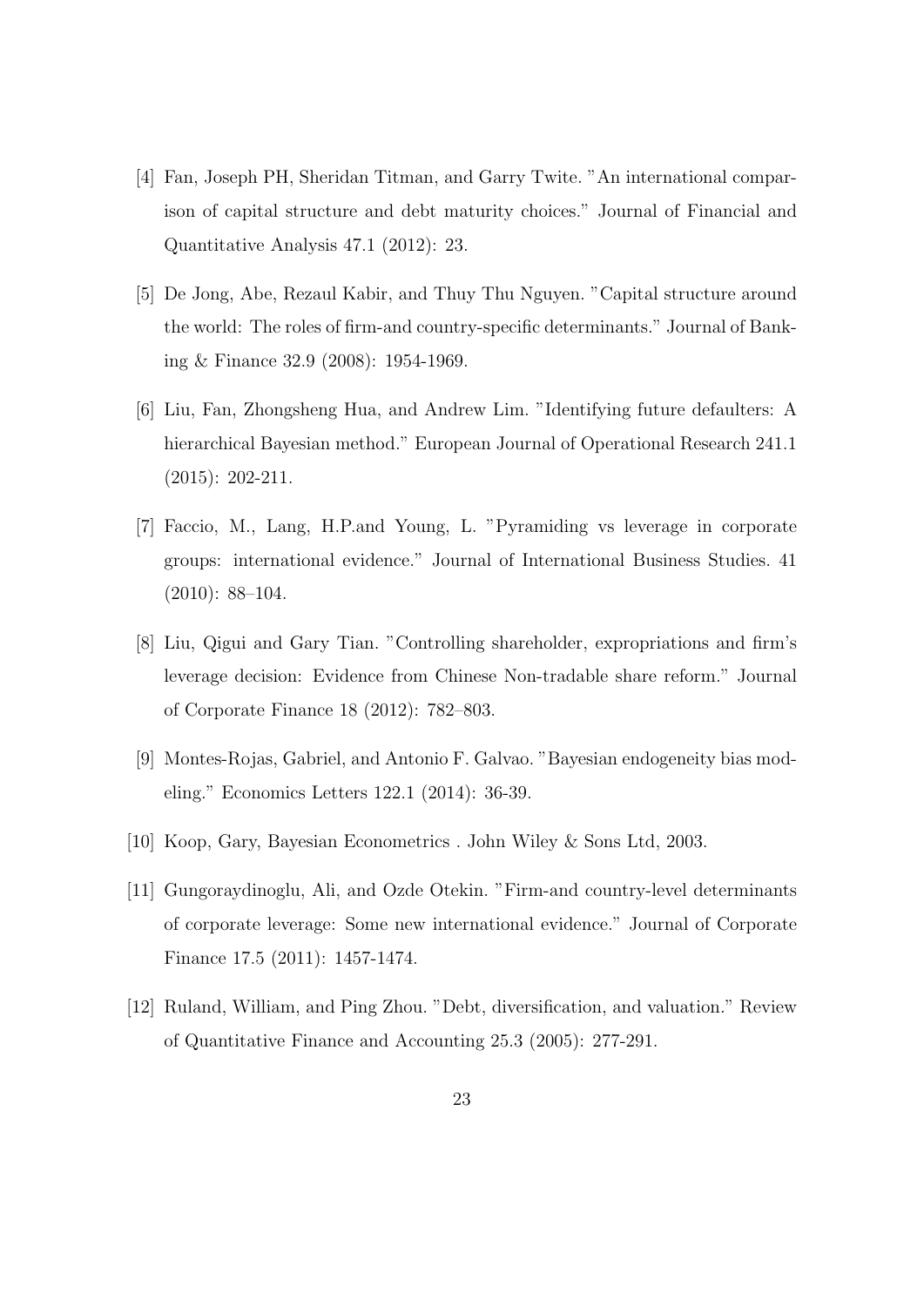[4] Fan, Joseph PH, Sheridan Titman, and Garry Twite. "An international comparison of capital structure and debt maturity choices." Journal of Financial and Quantitative Analysis 47.1 (2012): 23.

[5] De Jong, Abe, Rezaul Kabir, and Thuy Thu Nguyen. "Capital structure around the world: The roles of firm-and country-specific determinants." Journal of Banking & Finance 32.9 (2008): 1954-1969.

[6] Liu, Fan, Zhongsheng Hua, and Andrew Lim. "Identifying future defaulters: A hierarchical Bayesian method." European Journal of Operational Research 241.1 (2015): 202-211.

[7] Faccio, M., Lang, H.P.and Young, L. "Pyramiding vs leverage in corporate groups: international evidence." Journal of International Business Studies. 41 (2010): 88–104.

[8] Liu, Qigui and Gary Tian. "Controlling shareholder, expropriations and firm's leverage decision: Evidence from Chinese Non-tradable share reform." Journal of Corporate Finance 18 (2012): 782–803.

[9] Montes-Rojas, Gabriel, and Antonio F. Galvao. "Bayesian endogeneity bias modeling." Economics Letters 122.1 (2014): 36-39.

[10] Koop, Gary, Bayesian Econometrics . John Wiley & Sons Ltd, 2003.

[11] Gungoraydinoglu, Ali, and Ozde Otekin. "Firm-and country-level determinants of corporate leverage: Some new international evidence." Journal of Corporate Finance 17.5 (2011): 1457-1474.

[12] Ruland, William, and Ping Zhou. "Debt, diversification, and valuation." Review of Quantitative Finance and Accounting 25.3 (2005): 277-291.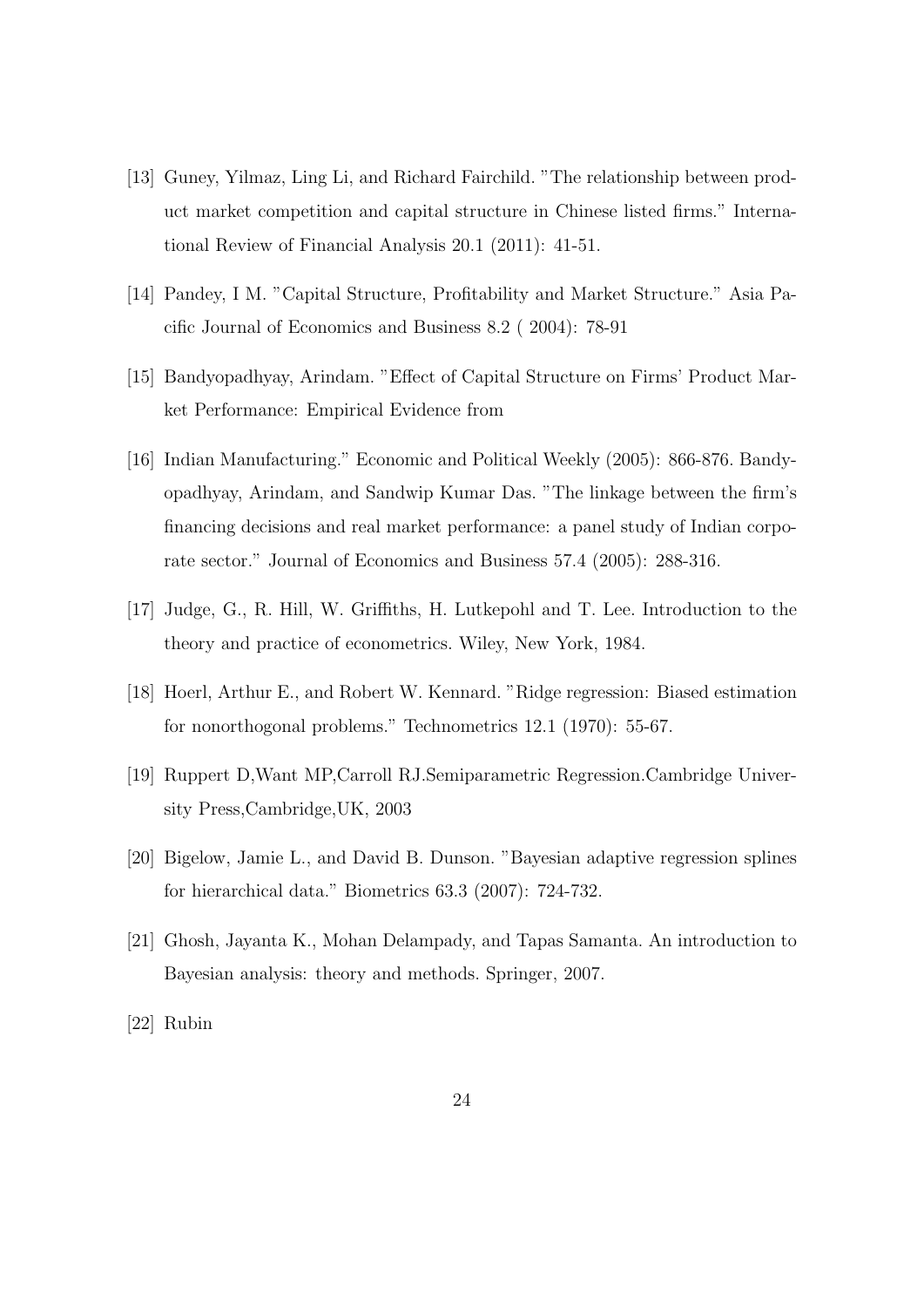[13] Guney, Yilmaz, Ling Li, and Richard Fairchild. "The relationship between product market competition and capital structure in Chinese listed firms." International Review of Financial Analysis 20.1 (2011): 41-51.

[14] Pandey, I M. "Capital Structure, Profitability and Market Structure." Asia Pacific Journal of Economics and Business 8.2 ( 2004): 78-91

[15] Bandyopadhyay, Arindam. "Effect of Capital Structure on Firms' Product Market Performance: Empirical Evidence from

[16] Indian Manufacturing." Economic and Political Weekly (2005): 866-876. Bandyopadhyay, Arindam, and Sandwip Kumar Das. "The linkage between the firm's financing decisions and real market performance: a panel study of Indian corporate sector." Journal of Economics and Business 57.4 (2005): 288-316.

[17] Judge, G., R. Hill, W. Griffiths, H. Lutkepohl and T. Lee. Introduction to the theory and practice of econometrics. Wiley, New York, 1984.

[18] Hoerl, Arthur E., and Robert W. Kennard. "Ridge regression: Biased estimation for nonorthogonal problems." Technometrics 12.1 (1970): 55-67.

[19] Ruppert D,Want MP,Carroll RJ.Semiparametric Regression.Cambridge University Press,Cambridge,UK, 2003

[20] Bigelow, Jamie L., and David B. Dunson. "Bayesian adaptive regression splines for hierarchical data." Biometrics 63.3 (2007): 724-732.

[21] Ghosh, Jayanta K., Mohan Delampady, and Tapas Samanta. An introduction to Bayesian analysis: theory and methods. Springer, 2007.

[22] Rubin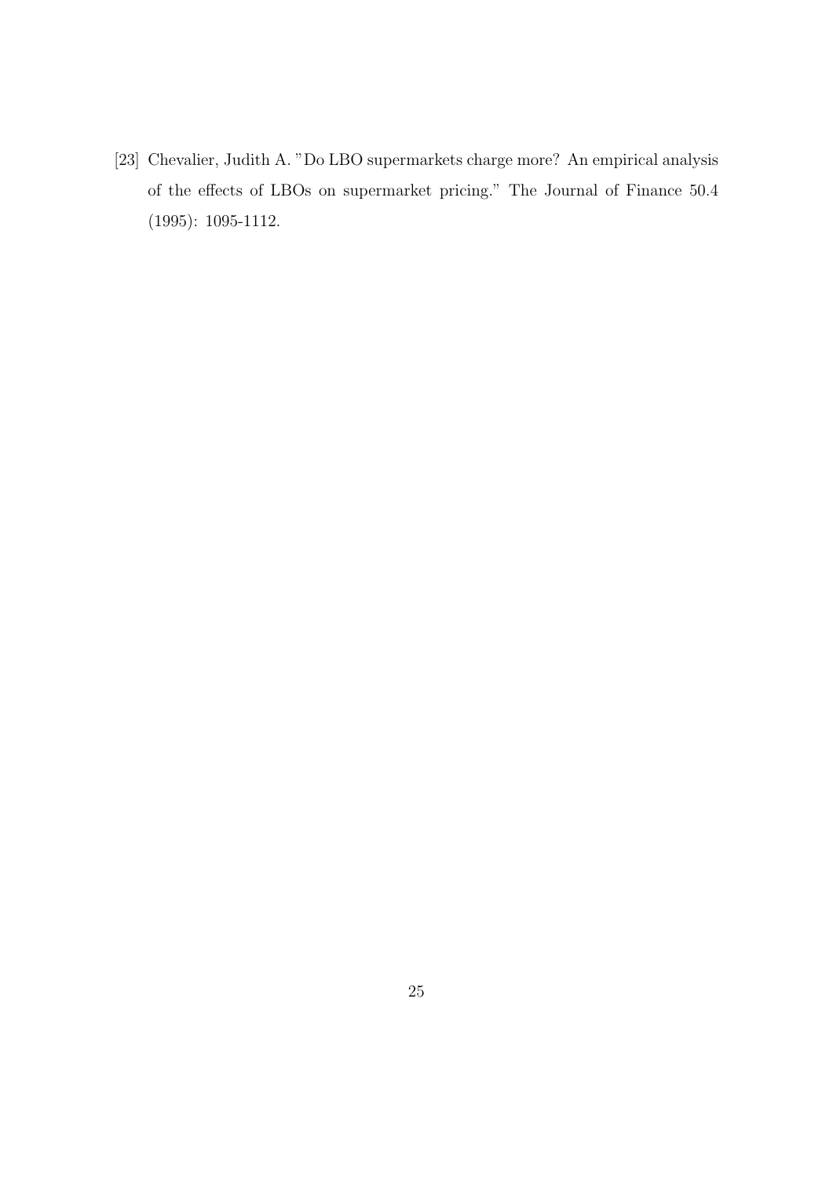[23] Chevalier, Judith A. "Do LBO supermarkets charge more? An empirical analysis of the effects of LBOs on supermarket pricing." The Journal of Finance 50.4 (1995): 1095-1112.